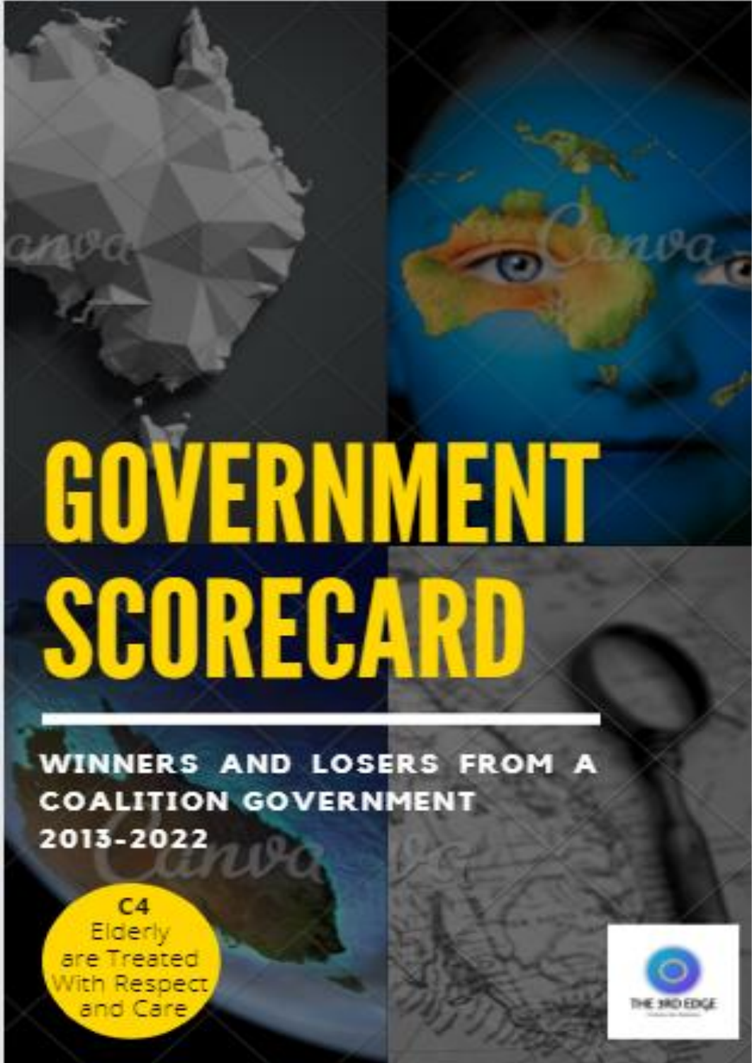# GOVERNMENT SCORECARD

**WINNERS AND LOSERS FROM A COALITION GOVERNMENT 2013-2022**

C4
Elderly are Treated With Respect and Care

THE 3RD EDGE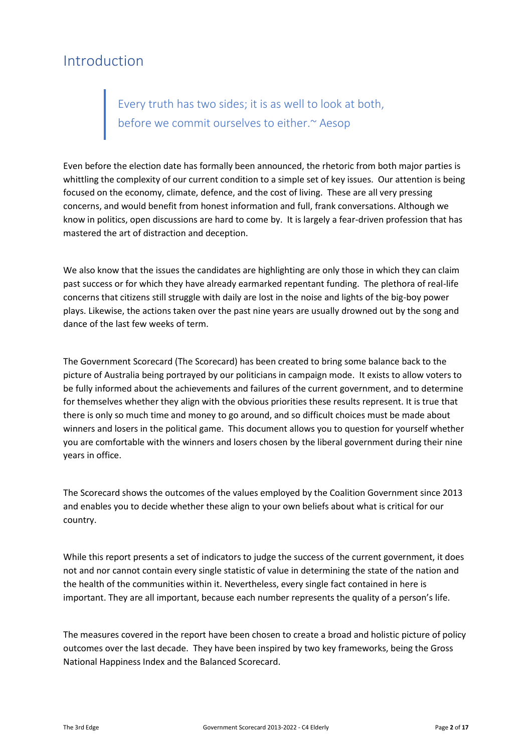# Introduction

> Every truth has two sides; it is as well to look at both, before we commit ourselves to either.~ Aesop

Even before the election date has formally been announced, the rhetoric from both major parties is whittling the complexity of our current condition to a simple set of key issues. Our attention is being focused on the economy, climate, defence, and the cost of living. These are all very pressing concerns, and would benefit from honest information and full, frank conversations. Although we know in politics, open discussions are hard to come by. It is largely a fear-driven profession that has mastered the art of distraction and deception.

We also know that the issues the candidates are highlighting are only those in which they can claim past success or for which they have already earmarked repentant funding. The plethora of real-life concerns that citizens still struggle with daily are lost in the noise and lights of the big-boy power plays. Likewise, the actions taken over the past nine years are usually drowned out by the song and dance of the last few weeks of term.

The Government Scorecard (The Scorecard) has been created to bring some balance back to the picture of Australia being portrayed by our politicians in campaign mode. It exists to allow voters to be fully informed about the achievements and failures of the current government, and to determine for themselves whether they align with the obvious priorities these results represent. It is true that there is only so much time and money to go around, and so difficult choices must be made about winners and losers in the political game. This document allows you to question for yourself whether you are comfortable with the winners and losers chosen by the liberal government during their nine years in office.

The Scorecard shows the outcomes of the values employed by the Coalition Government since 2013 and enables you to decide whether these align to your own beliefs about what is critical for our country.

While this report presents a set of indicators to judge the success of the current government, it does not and nor cannot contain every single statistic of value in determining the state of the nation and the health of the communities within it. Nevertheless, every single fact contained in here is important. They are all important, because each number represents the quality of a person's life.

The measures covered in the report have been chosen to create a broad and holistic picture of policy outcomes over the last decade. They have been inspired by two key frameworks, being the Gross National Happiness Index and the Balanced Scorecard.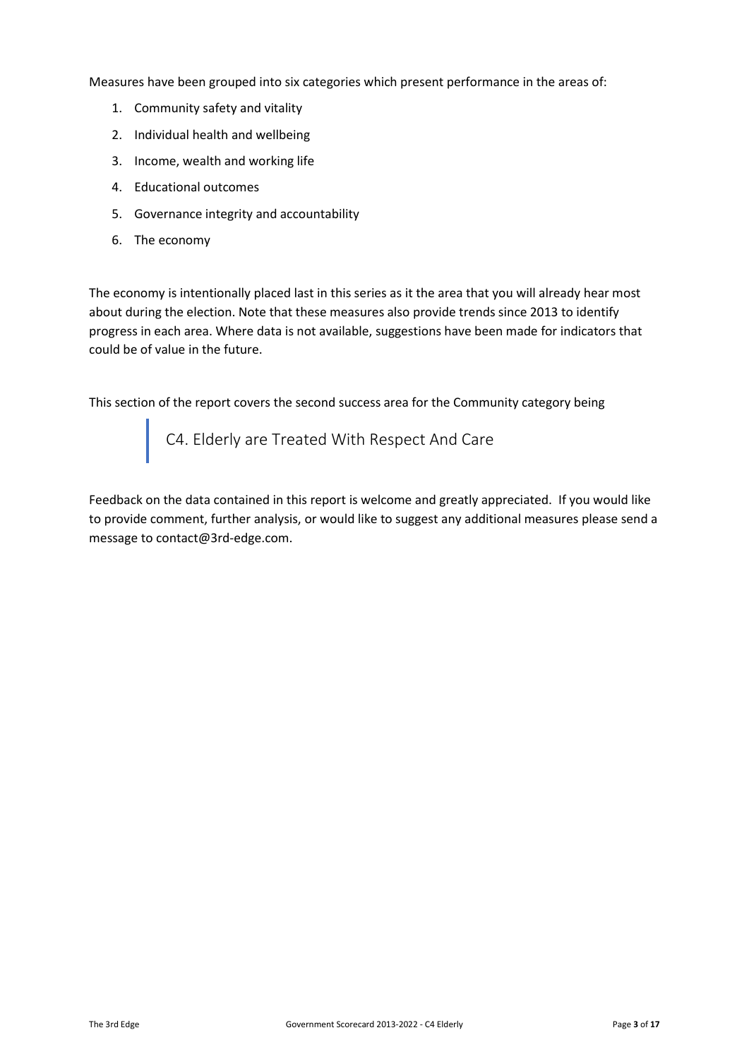Measures have been grouped into six categories which present performance in the areas of:

1. Community safety and vitality
2. Individual health and wellbeing
3. Income, wealth and working life
4. Educational outcomes
5. Governance integrity and accountability
6. The economy

The economy is intentionally placed last in this series as it the area that you will already hear most about during the election. Note that these measures also provide trends since 2013 to identify progress in each area. Where data is not available, suggestions have been made for indicators that could be of value in the future.

This section of the report covers the second success area for the Community category being

> C4. Elderly are Treated With Respect And Care

Feedback on the data contained in this report is welcome and greatly appreciated. If you would like to provide comment, further analysis, or would like to suggest any additional measures please send a message to contact@3rd-edge.com.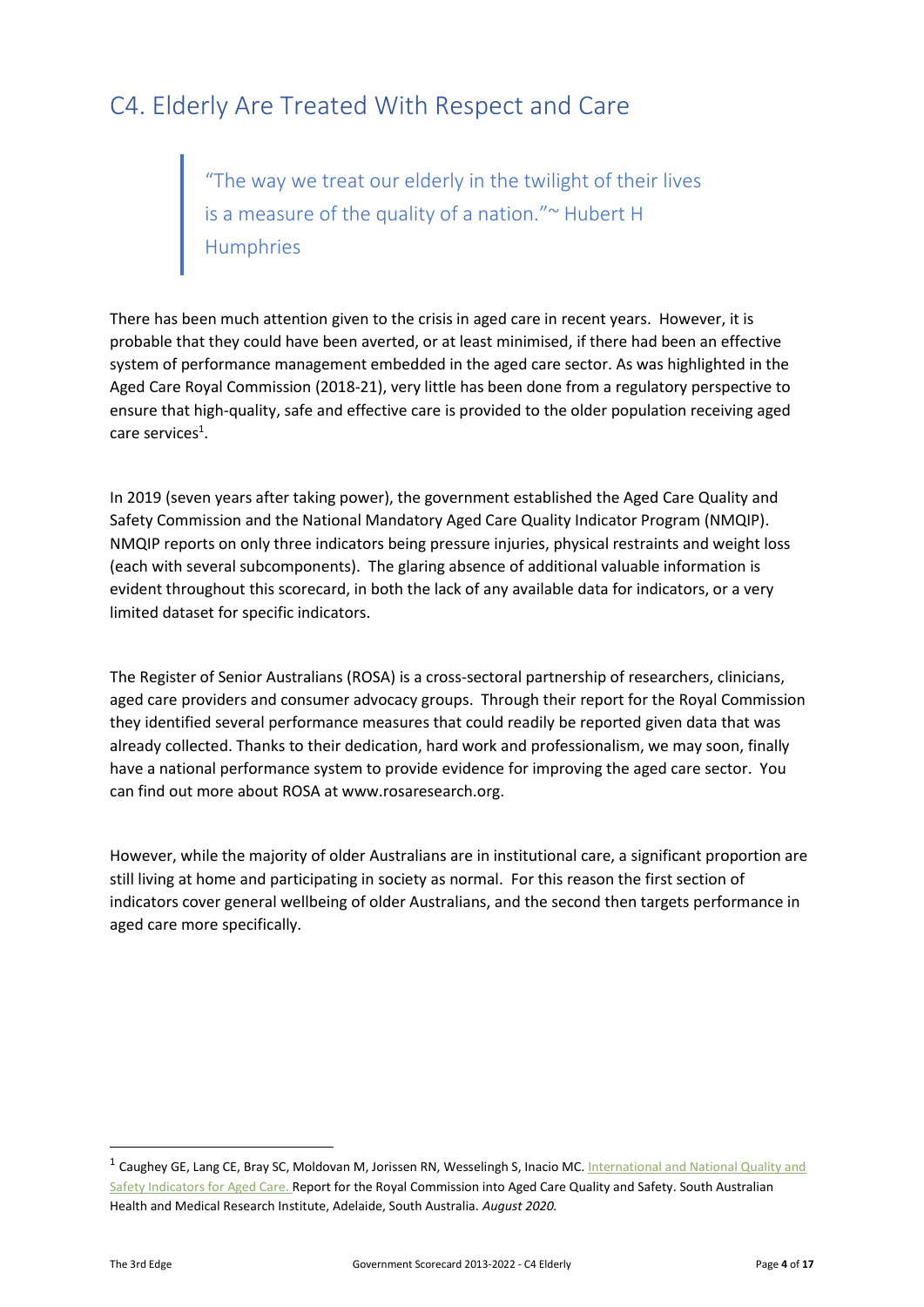# C4. Elderly Are Treated With Respect and Care

> "The way we treat our elderly in the twilight of their lives is a measure of the quality of a nation."~ Hubert H Humphries

There has been much attention given to the crisis in aged care in recent years. However, it is probable that they could have been averted, or at least minimised, if there had been an effective system of performance management embedded in the aged care sector. As was highlighted in the Aged Care Royal Commission (2018-21), very little has been done from a regulatory perspective to ensure that high-quality, safe and effective care is provided to the older population receiving aged care services[1].

In 2019 (seven years after taking power), the government established the Aged Care Quality and Safety Commission and the National Mandatory Aged Care Quality Indicator Program (NMQIP). NMQIP reports on only three indicators being pressure injuries, physical restraints and weight loss (each with several subcomponents). The glaring absence of additional valuable information is evident throughout this scorecard, in both the lack of any available data for indicators, or a very limited dataset for specific indicators.

The Register of Senior Australians (ROSA) is a cross-sectoral partnership of researchers, clinicians, aged care providers and consumer advocacy groups. Through their report for the Royal Commission they identified several performance measures that could readily be reported given data that was already collected. Thanks to their dedication, hard work and professionalism, we may soon, finally have a national performance system to provide evidence for improving the aged care sector. You can find out more about ROSA at www.rosaresearch.org.

However, while the majority of older Australians are in institutional care, a significant proportion are still living at home and participating in society as normal. For this reason the first section of indicators cover general wellbeing of older Australians, and the second then targets performance in aged care more specifically.

---

[1] Caughey GE, Lang CE, Bray SC, Moldovan M, Jorissen RN, Wesselingh S, Inacio MC. International and National Quality and Safety Indicators for Aged Care. Report for the Royal Commission into Aged Care Quality and Safety. South Australian Health and Medical Research Institute, Adelaide, South Australia. *August 2020.*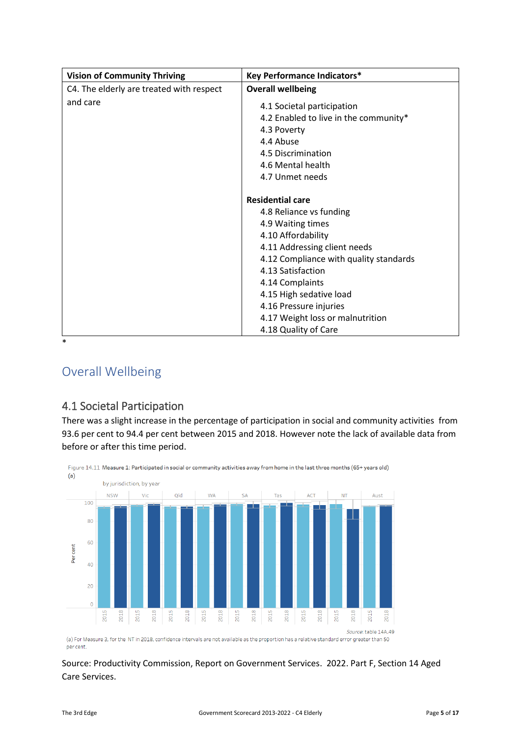| Vision of Community Thriving | Key Performance Indicators* |
|---|---|
| C4. The elderly are treated with respect and care | **Overall wellbeing**<br>4.1 Societal participation<br>4.2 Enabled to live in the community*<br>4.3 Poverty<br>4.4 Abuse<br>4.5 Discrimination<br>4.6 Mental health<br>4.7 Unmet needs<br><br>**Residential care**<br>4.8 Reliance vs funding<br>4.9 Waiting times<br>4.10 Affordability<br>4.11 Addressing client needs<br>4.12 Compliance with quality standards<br>4.13 Satisfaction<br>4.14 Complaints<br>4.15 High sedative load<br>4.16 Pressure injuries<br>4.17 Weight loss or malnutrition<br>4.18 Quality of Care |

*

# Overall Wellbeing

## 4.1 Societal Participation

There was a slight increase in the percentage of participation in social and community activities from 93.6 per cent to 94.4 per cent between 2015 and 2018. However note the lack of available data from before or after this time period.

Figure 14.11 **Measure 1**: Participated in social or community activities away from home in the last three months (65+ years old) (a)

by jurisdiction, by year

Source: table 14A.49

(a) For Measure 3, for the NT in 2018, confidence intervals are not available as the proportion has a relative standard error greater than 50 per cent.

Source: Productivity Commission, Report on Government Services. 2022. Part F, Section 14 Aged Care Services.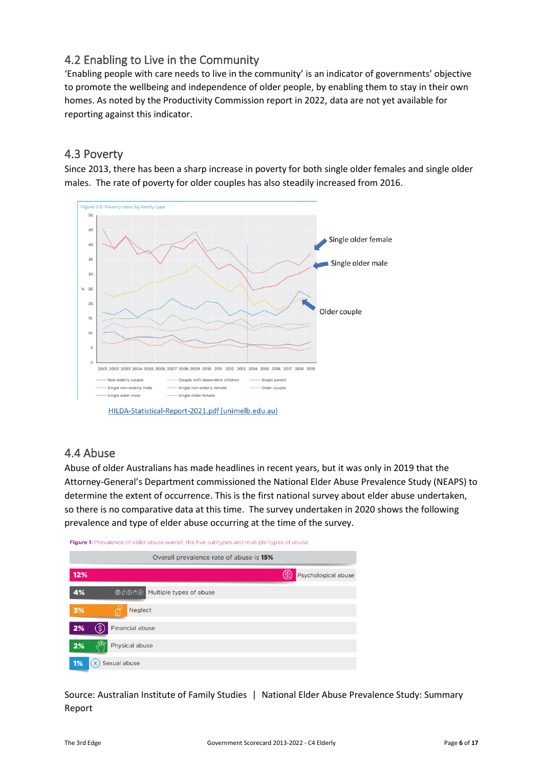## 4.2 Enabling to Live in the Community

'Enabling people with care needs to live in the community' is an indicator of governments' objective to promote the wellbeing and independence of older people, by enabling them to stay in their own homes. As noted by the Productivity Commission report in 2022, data are not yet available for reporting against this indicator.

## 4.3 Poverty

Since 2013, there has been a sharp increase in poverty for both single older females and single older males. The rate of poverty for older couples has also steadily increased from 2016.

Figure 3.5: Poverty rates by family type

Single older female

Single older male

Older couple

HILDA-Statistical-Report-2021.pdf (unimelb.edu.au)

## 4.4 Abuse

Abuse of older Australians has made headlines in recent years, but it was only in 2019 that the Attorney-General's Department commissioned the National Elder Abuse Prevalence Study (NEAPS) to determine the extent of occurrence. This is the first national survey about elder abuse undertaken, so there is no comparative data at this time. The survey undertaken in 2020 shows the following prevalence and type of elder abuse occurring at the time of the survey.

**Figure 1:** Prevalence of elder abuse overall, the five subtypes and multiple types of abuse

Overall prevalence rate of abuse is **15%**

| Prevalence | Type |
|---|---|
| 12% | Psychological abuse |
| 4% | Multiple types of abuse |
| 3% | Neglect |
| 2% | Financial abuse |
| 2% | Physical abuse |
| 1% | Sexual abuse |

Source: Australian Institute of Family Studies | National Elder Abuse Prevalence Study: Summary Report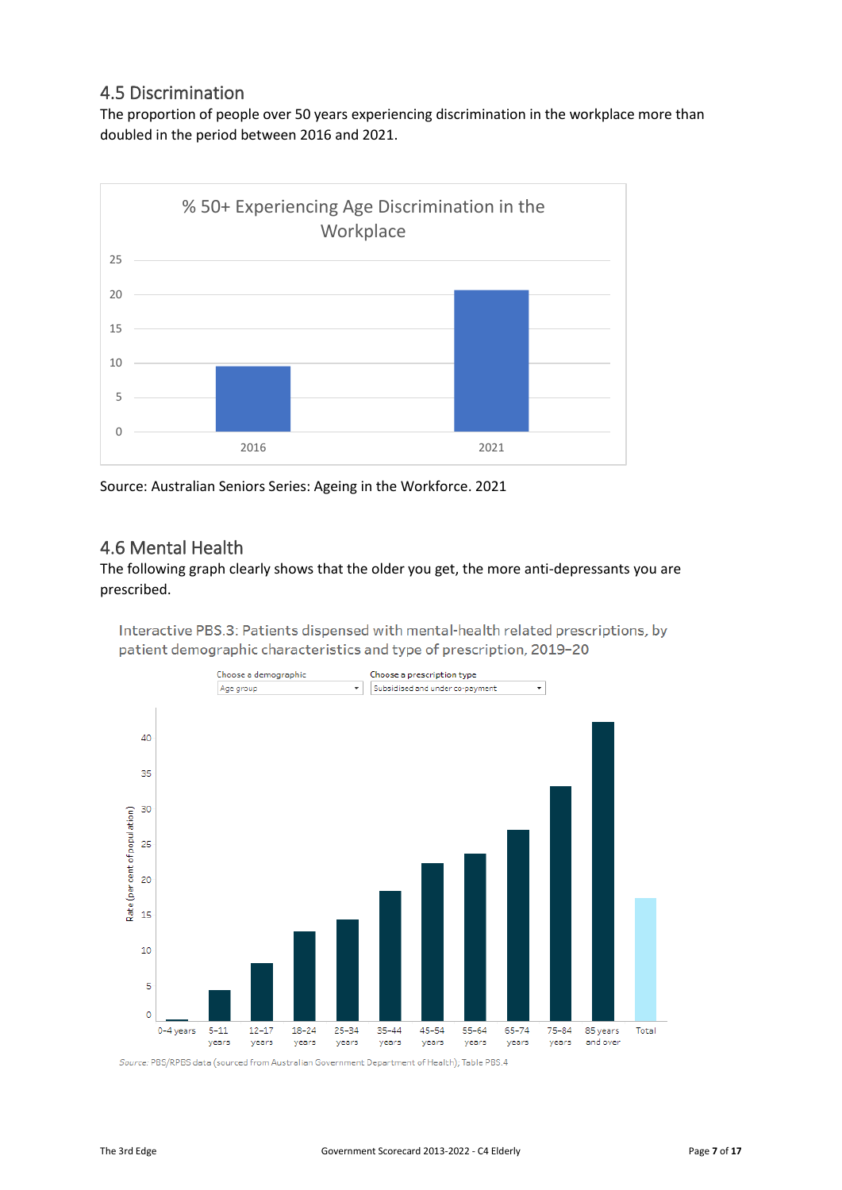## 4.5 Discrimination

The proportion of people over 50 years experiencing discrimination in the workplace more than doubled in the period between 2016 and 2021.

% 50+ Experiencing Age Discrimination in the Workplace

Source: Australian Seniors Series: Ageing in the Workforce. 2021

## 4.6 Mental Health

The following graph clearly shows that the older you get, the more anti-depressants you are prescribed.

Interactive PBS.3: Patients dispensed with mental-health related prescriptions, by patient demographic characteristics and type of prescription, 2019–20

*Source:* PBS/RPBS data (sourced from Australian Government Department of Health); Table PBS.4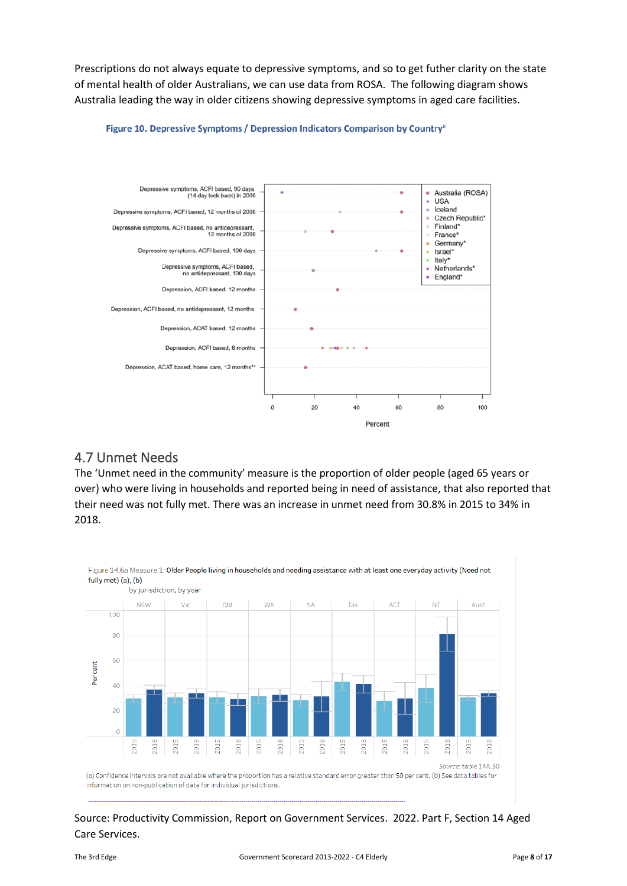Prescriptions do not always equate to depressive symptoms, and so to get futher clarity on the state of mental health of older Australians, we can use data from ROSA. The following diagram shows Australia leading the way in older citizens showing depressive symptoms in aged care facilities.

**Figure 10. Depressive Symptoms / Depression Indicators Comparison by Country#**

Depressive symptoms, ACFI based, 90 days (14 day look back) in 2009

Depressive symptoms, ACFI based, 12 months of 2008

Depressive symptoms, ACFI based, no antidepressant, 12 months of 2008

Depressive symptoms, ACFI based, 100 days

Depressive symptoms, ACFI based, no antidepressant, 100 days

Depression, ACFI based, 12 months

Depression, ACFI based, no antidepressant, 12 months

Depression, ACAT based, 12 months

Depression, ACFI based, 6 months

Depression, ACAT based, home care, 12 months**

Australia (ROSA), USA, Iceland, Czech Republic*, Finland*, France*, Germany*, Israel*, Italy*, Netherlands*, England*

0 20 40 60 80 100

Percent

## 4.7 Unmet Needs

The 'Unmet need in the community' measure is the proportion of older people (aged 65 years or over) who were living in households and reported being in need of assistance, that also reported that their need was not fully met. There was an increase in unmet need from 30.8% in 2015 to 34% in 2018.

Figure 14.6a Measure 1: Older People living in households and needing assistance with at least one everyday activity (Need not fully met) (a), (b)

by jurisdiction, by year

NSW, Vic, Qld, WA, SA, Tas, ACT, NT, Aust

2015, 2018

Per cent: 0, 20, 40, 60, 80, 100

*Source:* table 14A.30

(a) Confidence intervals are not available where the proportion has a relative standard error greater than 50 per cent. (b) See data tables for information on non-publication of data for individual jurisdictions.

Source: Productivity Commission, Report on Government Services. 2022. Part F, Section 14 Aged Care Services.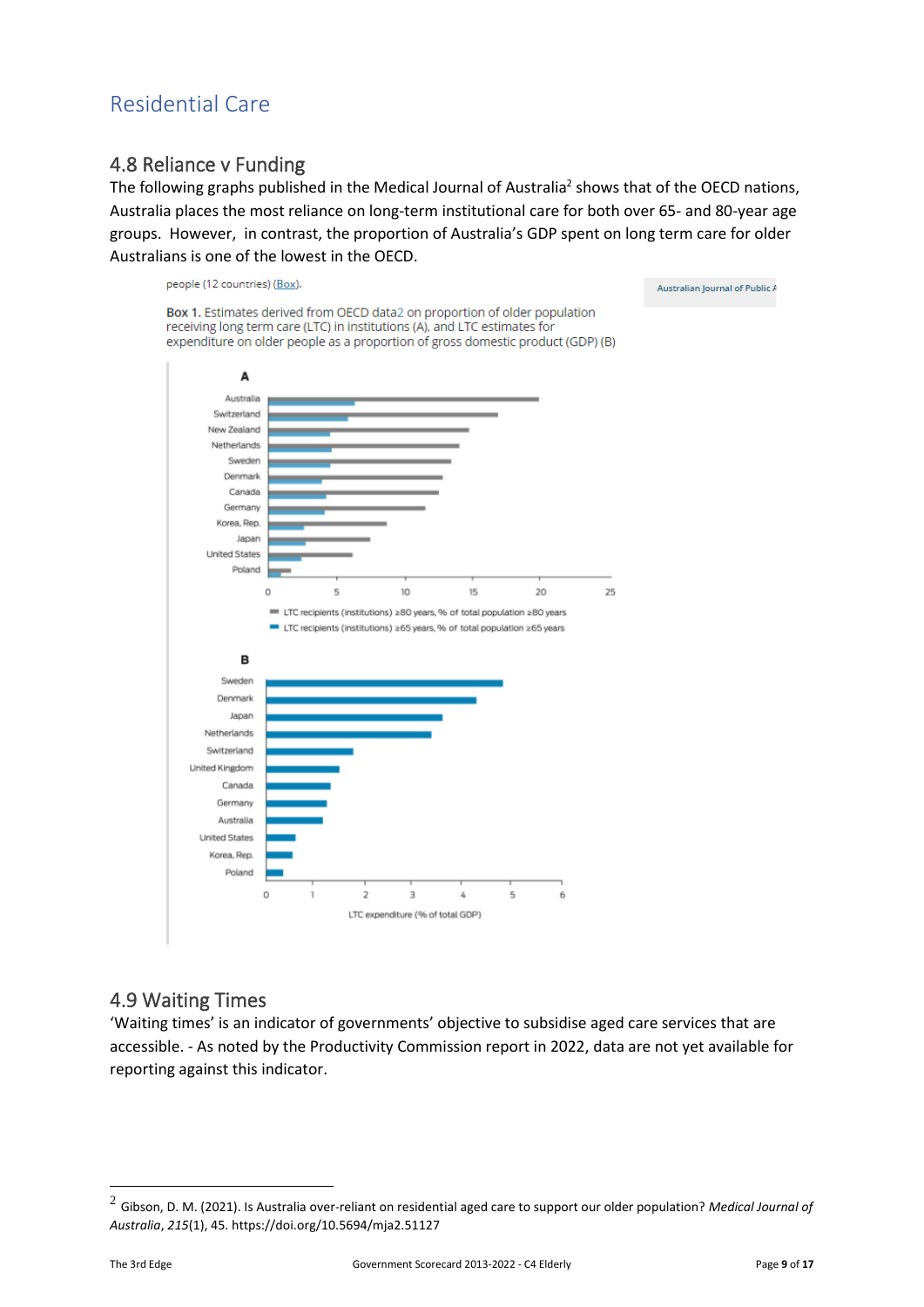# Residential Care

## 4.8 Reliance v Funding

The following graphs published in the Medical Journal of Australia[2] shows that of the OECD nations, Australia places the most reliance on long-term institutional care for both over 65- and 80-year age groups. However, in contrast, the proportion of Australia's GDP spent on long term care for older Australians is one of the lowest in the OECD.

people (12 countries) (Box).

Australian Journal of Public A

**Box 1.** Estimates derived from OECD data2 on proportion of older population receiving long term care (LTC) in institutions (A), and LTC estimates for expenditure on older people as a proportion of gross domestic product (GDP) (B)

A

Australia, Switzerland, New Zealand, Netherlands, Sweden, Denmark, Canada, Germany, Korea, Rep., Japan, United States, Poland

0 5 10 15 20 25

LTC recipients (institutions) ≥80 years, % of total population ≥80 years

LTC recipients (institutions) ≥65 years, % of total population ≥65 years

B

Sweden, Denmark, Japan, Netherlands, Switzerland, United Kingdom, Canada, Germany, Australia, United States, Korea, Rep., Poland

0 1 2 3 4 5 6

LTC expenditure (% of total GDP)

## 4.9 Waiting Times

'Waiting times' is an indicator of governments' objective to subsidise aged care services that are accessible. - As noted by the Productivity Commission report in 2022, data are not yet available for reporting against this indicator.

---

[2] Gibson, D. M. (2021). Is Australia over-reliant on residential aged care to support our older population? *Medical Journal of Australia*, *215*(1), 45. https://doi.org/10.5694/mja2.51127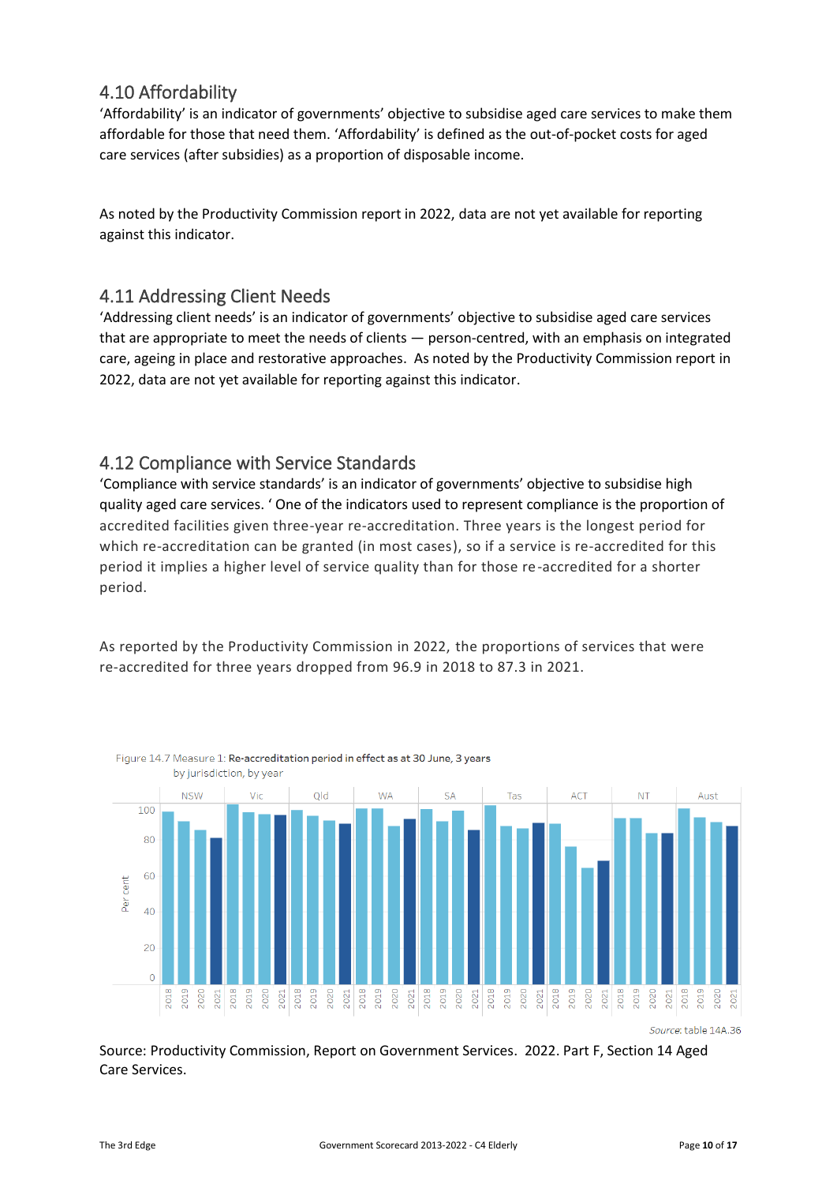## 4.10 Affordability

'Affordability' is an indicator of governments' objective to subsidise aged care services to make them affordable for those that need them. 'Affordability' is defined as the out-of-pocket costs for aged care services (after subsidies) as a proportion of disposable income.

As noted by the Productivity Commission report in 2022, data are not yet available for reporting against this indicator.

## 4.11 Addressing Client Needs

'Addressing client needs' is an indicator of governments' objective to subsidise aged care services that are appropriate to meet the needs of clients — person-centred, with an emphasis on integrated care, ageing in place and restorative approaches. As noted by the Productivity Commission report in 2022, data are not yet available for reporting against this indicator.

## 4.12 Compliance with Service Standards

'Compliance with service standards' is an indicator of governments' objective to subsidise high quality aged care services. ' One of the indicators used to represent compliance is the proportion of accredited facilities given three-year re-accreditation. Three years is the longest period for which re-accreditation can be granted (in most cases), so if a service is re-accredited for this period it implies a higher level of service quality than for those re-accredited for a shorter period.

As reported by the Productivity Commission in 2022, the proportions of services that were re-accredited for three years dropped from 96.9 in 2018 to 87.3 in 2021.

Figure 14.7 Measure 1: Re-accreditation period in effect as at 30 June, 3 years by jurisdiction, by year

Source: table 14A.36

Source: Productivity Commission, Report on Government Services. 2022. Part F, Section 14 Aged Care Services.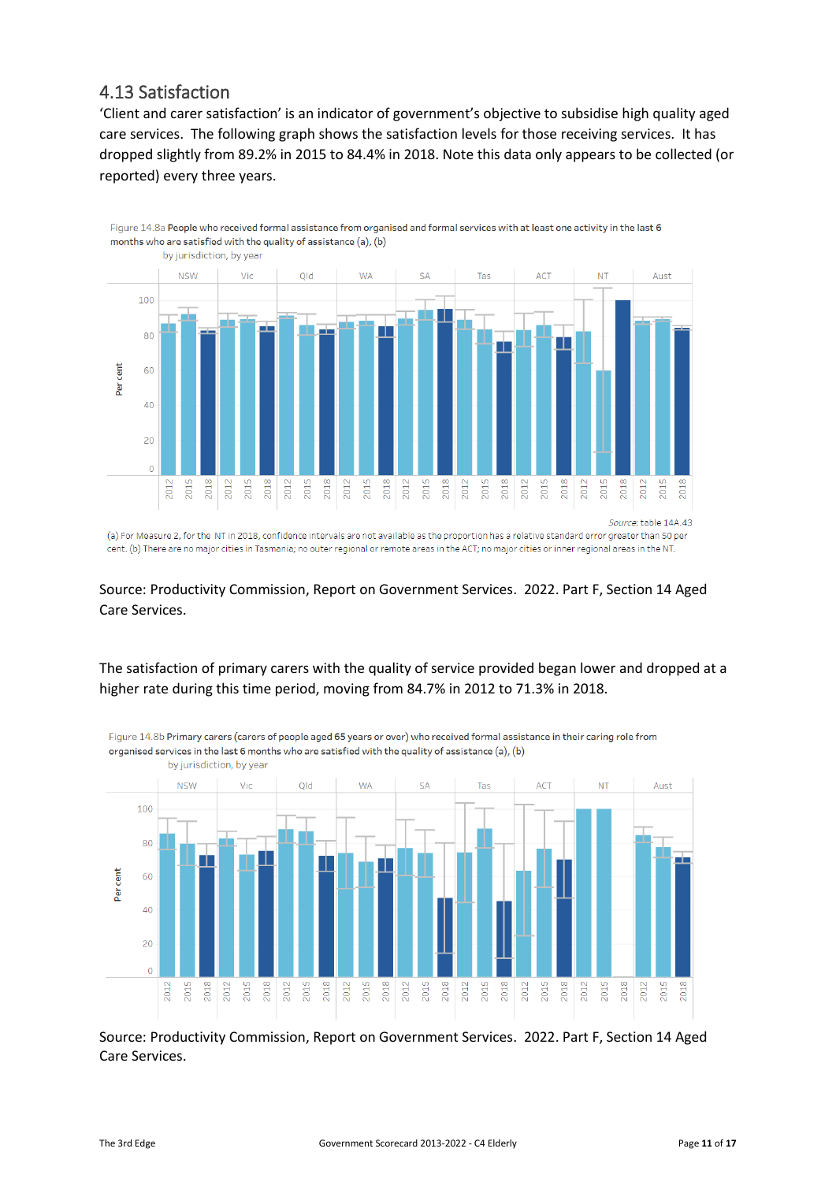## 4.13 Satisfaction

'Client and carer satisfaction' is an indicator of government's objective to subsidise high quality aged care services. The following graph shows the satisfaction levels for those receiving services. It has dropped slightly from 89.2% in 2015 to 84.4% in 2018. Note this data only appears to be collected (or reported) every three years.

Figure 14.8a People who received formal assistance from organised and formal services with at least one activity in the last 6 months who are satisfied with the quality of assistance (a), (b)
by jurisdiction, by year

Source: table 14A.43

(a) For Measure 2, for the NT in 2018, confidence intervals are not available as the proportion has a relative standard error greater than 50 per cent. (b) There are no major cities in Tasmania; no outer regional or remote areas in the ACT; no major cities or inner regional areas in the NT.

Source: Productivity Commission, Report on Government Services. 2022. Part F, Section 14 Aged Care Services.

The satisfaction of primary carers with the quality of service provided began lower and dropped at a higher rate during this time period, moving from 84.7% in 2012 to 71.3% in 2018.

Figure 14.8b Primary carers (carers of people aged 65 years or over) who received formal assistance in their caring role from organised services in the last 6 months who are satisfied with the quality of assistance (a), (b)
by jurisdiction, by year

Source: Productivity Commission, Report on Government Services. 2022. Part F, Section 14 Aged Care Services.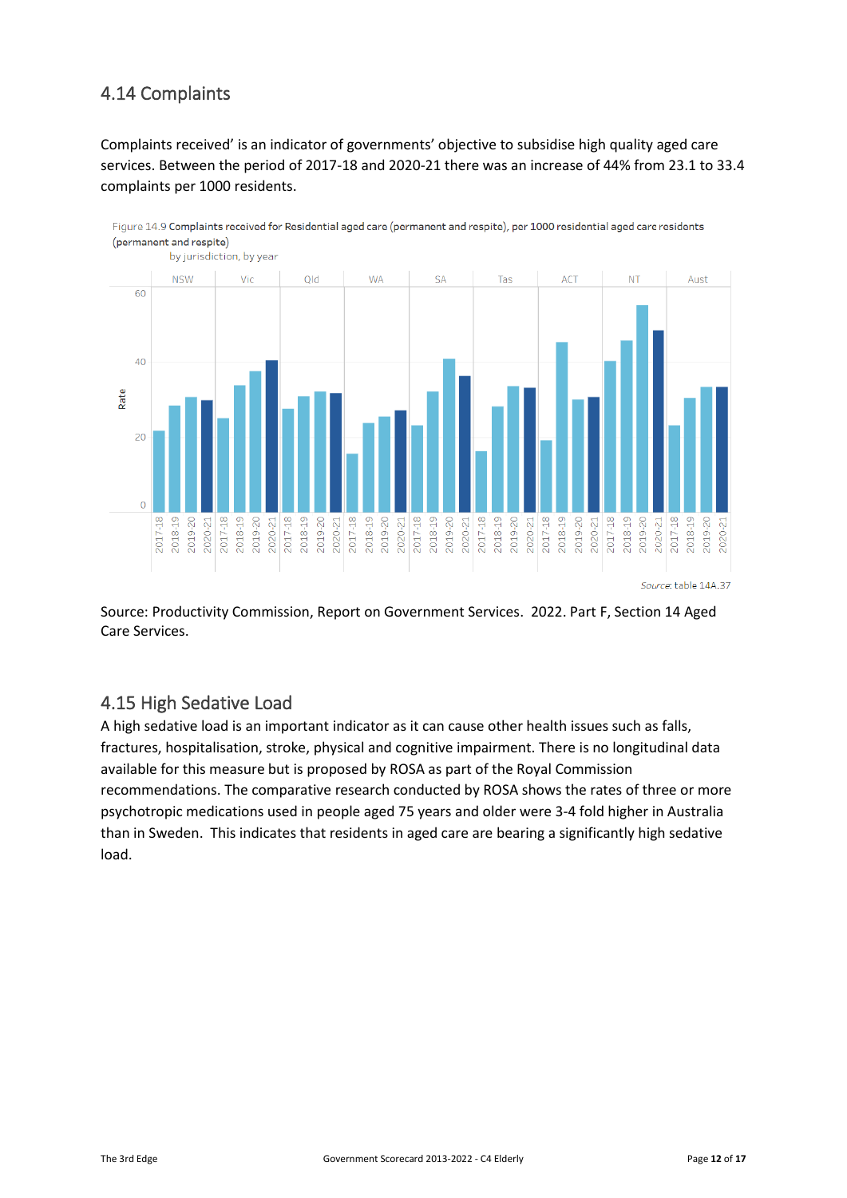## 4.14 Complaints

Complaints received' is an indicator of governments' objective to subsidise high quality aged care services. Between the period of 2017-18 and 2020-21 there was an increase of 44% from 23.1 to 33.4 complaints per 1000 residents.

Figure 14.9 Complaints received for Residential aged care (permanent and respite), per 1000 residential aged care residents (permanent and respite)
by jurisdiction, by year

Source: table 14A.37

Source: Productivity Commission, Report on Government Services. 2022. Part F, Section 14 Aged Care Services.

## 4.15 High Sedative Load

A high sedative load is an important indicator as it can cause other health issues such as falls, fractures, hospitalisation, stroke, physical and cognitive impairment. There is no longitudinal data available for this measure but is proposed by ROSA as part of the Royal Commission recommendations. The comparative research conducted by ROSA shows the rates of three or more psychotropic medications used in people aged 75 years and older were 3-4 fold higher in Australia than in Sweden. This indicates that residents in aged care are bearing a significantly high sedative load.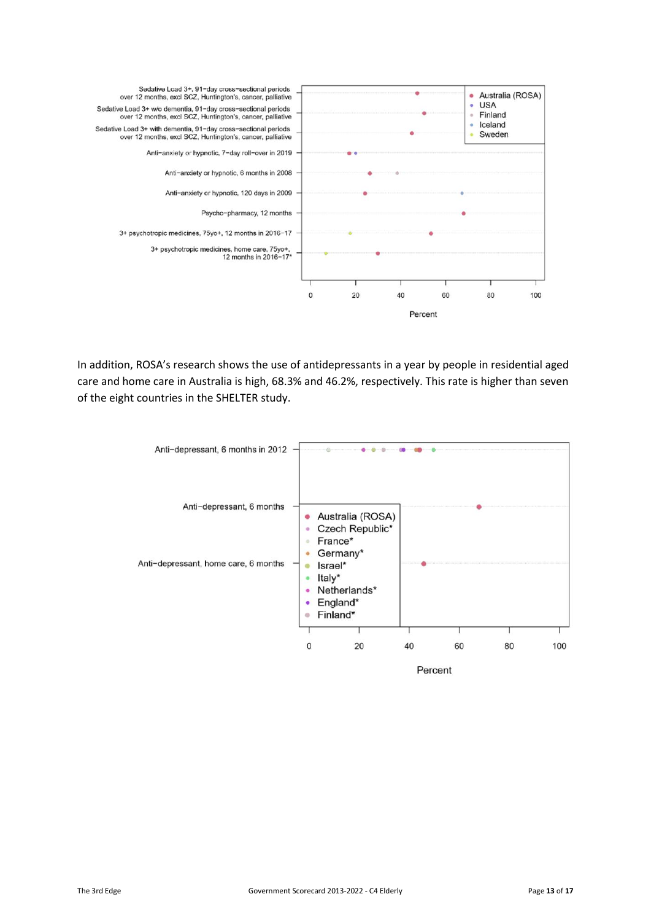Sedative Load 3+, 91-day cross-sectional periods over 12 months, excl SCZ, Huntington's, cancer, palliative

Sedative Load 3+ w/o dementia, 91-day cross-sectional periods over 12 months, excl SCZ, Huntington's, cancer, palliative

Sedative Load 3+ with dementia, 91-day cross-sectional periods over 12 months, excl SCZ, Huntington's, cancer, palliative

Anti-anxiety or hypnotic, 7-day roll-over in 2019

Anti-anxiety or hypnotic, 6 months in 2008

Anti-anxiety or hypnotic, 120 days in 2009

Psycho-pharmacy, 12 months

3+ psychotropic medicines, 75yo+, 12 months in 2016-17

3+ psychotropic medicines, home care, 75yo+, 12 months in 2016-17*

Australia (ROSA), USA, Finland, Iceland, Sweden

0 20 40 60 80 100

Percent

In addition, ROSA's research shows the use of antidepressants in a year by people in residential aged care and home care in Australia is high, 68.3% and 46.2%, respectively. This rate is higher than seven of the eight countries in the SHELTER study.

Anti-depressant, 6 months in 2012

Anti-depressant, 6 months

Anti-depressant, home care, 6 months

Australia (ROSA), Czech Republic*, France*, Germany*, Israel*, Italy*, Netherlands*, England*, Finland*

0 20 40 60 80 100

Percent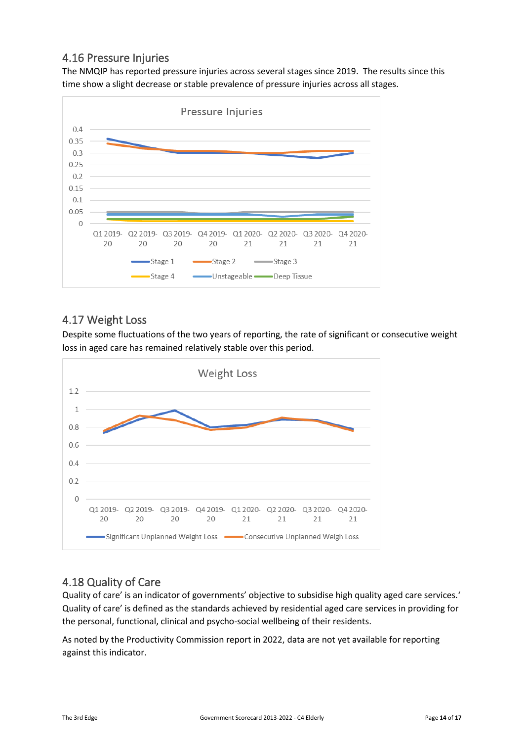## 4.16 Pressure Injuries

The NMQIP has reported pressure injuries across several stages since 2019. The results since this time show a slight decrease or stable prevalence of pressure injuries across all stages.

## 4.17 Weight Loss

Despite some fluctuations of the two years of reporting, the rate of significant or consecutive weight loss in aged care has remained relatively stable over this period.

## 4.18 Quality of Care

Quality of care' is an indicator of governments' objective to subsidise high quality aged care services.' Quality of care' is defined as the standards achieved by residential aged care services in providing for the personal, functional, clinical and psycho-social wellbeing of their residents.

As noted by the Productivity Commission report in 2022, data are not yet available for reporting against this indicator.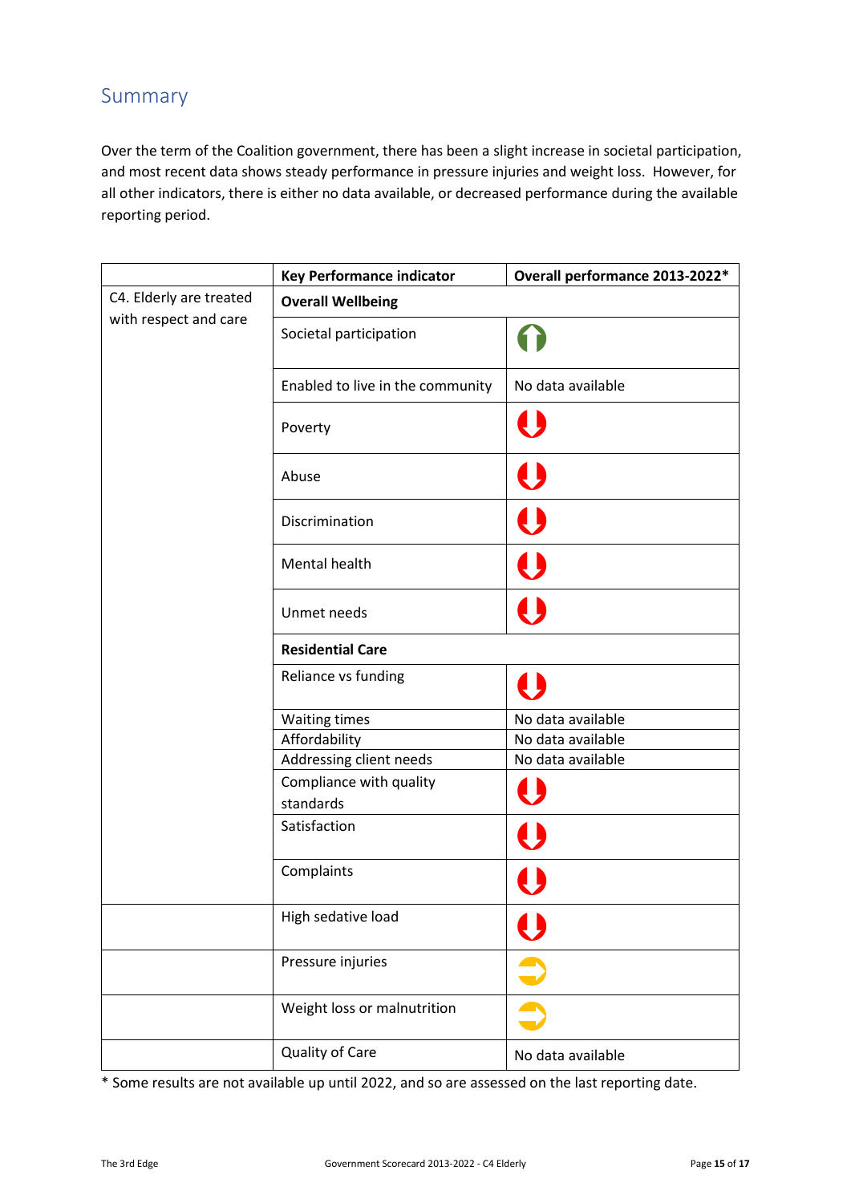## Summary

Over the term of the Coalition government, there has been a slight increase in societal participation, and most recent data shows steady performance in pressure injuries and weight loss. However, for all other indicators, there is either no data available, or decreased performance during the available reporting period.

| | Key Performance indicator | Overall performance 2013-2022* |
|---|---|---|
| C4. Elderly are treated with respect and care | **Overall Wellbeing** | |
| | Societal participation | ⬆ |
| | Enabled to live in the community | No data available |
| | Poverty | ⬇ |
| | Abuse | ⬇ |
| | Discrimination | ⬇ |
| | Mental health | ⬇ |
| | Unmet needs | ⬇ |
| | **Residential Care** | |
| | Reliance vs funding | ⬇ |
| | Waiting times | No data available |
| | Affordability | No data available |
| | Addressing client needs | No data available |
| | Compliance with quality standards | ⬇ |
| | Satisfaction | ⬇ |
| | Complaints | ⬇ |
| | High sedative load | ⬇ |
| | Pressure injuries | ➡ |
| | Weight loss or malnutrition | ➡ |
| | Quality of Care | No data available |

* Some results are not available up until 2022, and so are assessed on the last reporting date.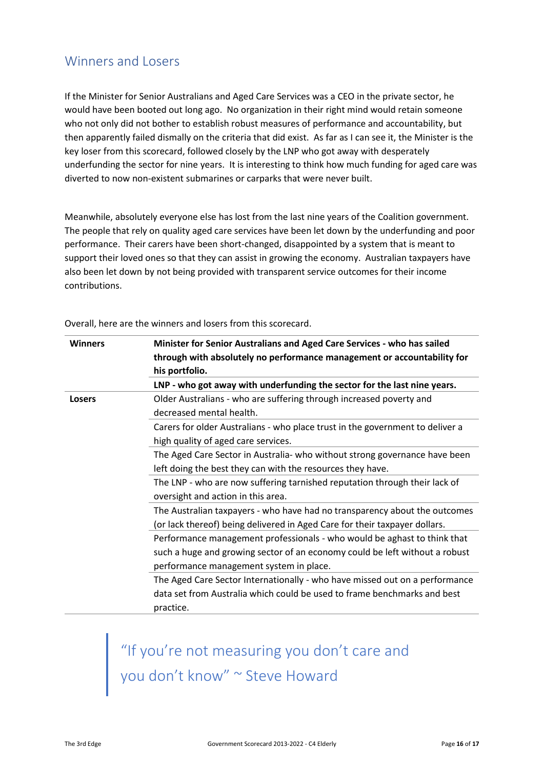## Winners and Losers

If the Minister for Senior Australians and Aged Care Services was a CEO in the private sector, he would have been booted out long ago. No organization in their right mind would retain someone who not only did not bother to establish robust measures of performance and accountability, but then apparently failed dismally on the criteria that did exist. As far as I can see it, the Minister is the key loser from this scorecard, followed closely by the LNP who got away with desperately underfunding the sector for nine years. It is interesting to think how much funding for aged care was diverted to now non-existent submarines or carparks that were never built.

Meanwhile, absolutely everyone else has lost from the last nine years of the Coalition government. The people that rely on quality aged care services have been let down by the underfunding and poor performance. Their carers have been short-changed, disappointed by a system that is meant to support their loved ones so that they can assist in growing the economy. Australian taxpayers have also been let down by not being provided with transparent service outcomes for their income contributions.

Overall, here are the winners and losers from this scorecard.

| | |
|---|---|
| **Winners** | **Minister for Senior Australians and Aged Care Services - who has sailed through with absolutely no performance management or accountability for his portfolio.** |
| | **LNP - who got away with underfunding the sector for the last nine years.** |
| **Losers** | Older Australians - who are suffering through increased poverty and decreased mental health. |
| | Carers for older Australians - who place trust in the government to deliver a high quality of aged care services. |
| | The Aged Care Sector in Australia- who without strong governance have been left doing the best they can with the resources they have. |
| | The LNP - who are now suffering tarnished reputation through their lack of oversight and action in this area. |
| | The Australian taxpayers - who have had no transparency about the outcomes (or lack thereof) being delivered in Aged Care for their taxpayer dollars. |
| | Performance management professionals - who would be aghast to think that such a huge and growing sector of an economy could be left without a robust performance management system in place. |
| | The Aged Care Sector Internationally - who have missed out on a performance data set from Australia which could be used to frame benchmarks and best practice. |

> "If you're not measuring you don't care and you don't know" ~ Steve Howard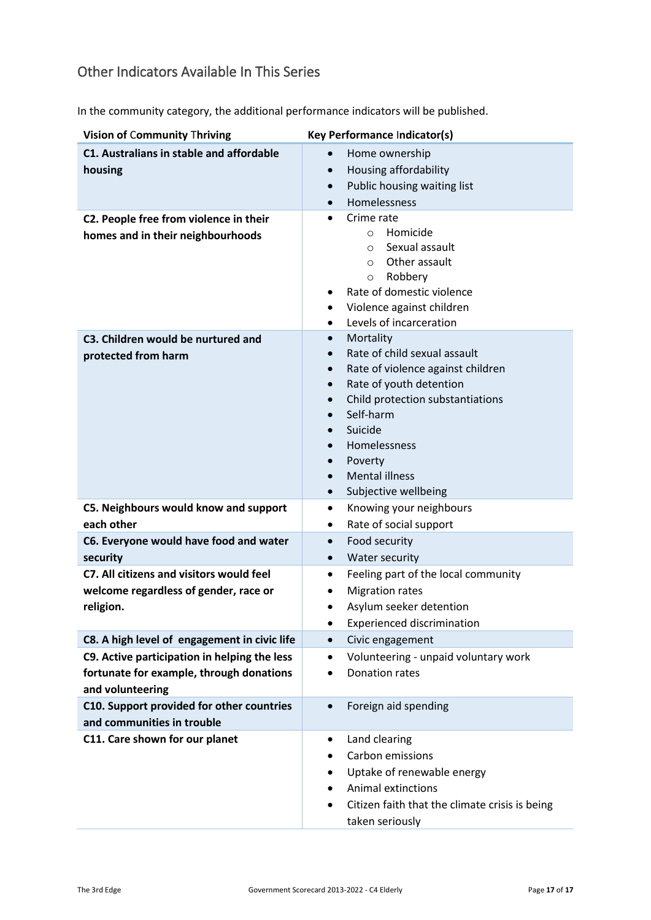## Other Indicators Available In This Series

In the community category, the additional performance indicators will be published.

| Vision of Community Thriving | Key Performance Indicator(s) |
|---|---|
| **C1. Australians in stable and affordable housing** | • Home ownership<br>• Housing affordability<br>• Public housing waiting list<br>• Homelessness |
| **C2. People free from violence in their homes and in their neighbourhoods** | • Crime rate<br>  ○ Homicide<br>  ○ Sexual assault<br>  ○ Other assault<br>  ○ Robbery<br>• Rate of domestic violence<br>• Violence against children<br>• Levels of incarceration |
| **C3. Children would be nurtured and protected from harm** | • Mortality<br>• Rate of child sexual assault<br>• Rate of violence against children<br>• Rate of youth detention<br>• Child protection substantiations<br>• Self-harm<br>• Suicide<br>• Homelessness<br>• Poverty<br>• Mental illness<br>• Subjective wellbeing |
| **C5. Neighbours would know and support each other** | • Knowing your neighbours<br>• Rate of social support |
| **C6. Everyone would have food and water security** | • Food security<br>• Water security |
| **C7. All citizens and visitors would feel welcome regardless of gender, race or religion.** | • Feeling part of the local community<br>• Migration rates<br>• Asylum seeker detention<br>• Experienced discrimination |
| **C8. A high level of engagement in civic life** | • Civic engagement |
| **C9. Active participation in helping the less fortunate for example, through donations and volunteering** | • Volunteering - unpaid voluntary work<br>• Donation rates |
| **C10. Support provided for other countries and communities in trouble** | • Foreign aid spending |
| **C11. Care shown for our planet** | • Land clearing<br>• Carbon emissions<br>• Uptake of renewable energy<br>• Animal extinctions<br>• Citizen faith that the climate crisis is being taken seriously |